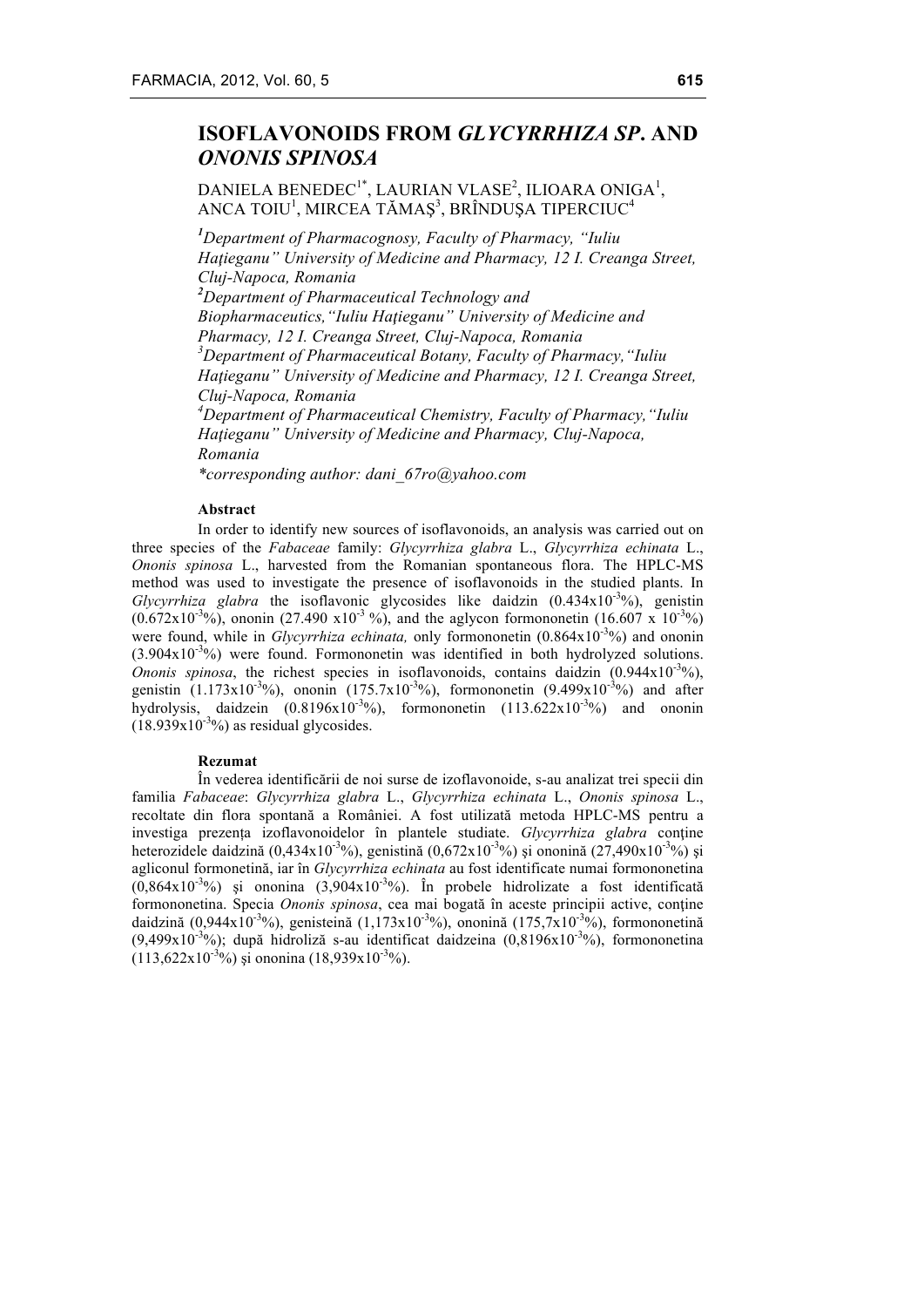# ISOFLAVONOIDS FROM *GLYCYRRHIZA SP.* AND *ONONIS SPINOSA*

DANIELA BENEDEC[1*], LAURIAN VLASE[2], ILIOARA ONIGA[1], ANCA TOIU[1], MIRCEA TĂMAŞ[3], BRÎNDUŞA TIPERCIUC[4]

[1]*Department of Pharmacognosy, Faculty of Pharmacy, "Iuliu Haţieganu" University of Medicine and Pharmacy, 12 I. Creanga Street, Cluj-Napoca, Romania*

[2]*Department of Pharmaceutical Technology and Biopharmaceutics,"Iuliu Haţieganu" University of Medicine and Pharmacy, 12 I. Creanga Street, Cluj-Napoca, Romania*

[3]*Department of Pharmaceutical Botany, Faculty of Pharmacy,"Iuliu Haţieganu" University of Medicine and Pharmacy, 12 I. Creanga Street, Cluj-Napoca, Romania*

[4]*Department of Pharmaceutical Chemistry, Faculty of Pharmacy,"Iuliu Haţieganu" University of Medicine and Pharmacy, Cluj-Napoca, Romania*

*\*corresponding author: dani_67ro@yahoo.com*

**Abstract**

In order to identify new sources of isoflavonoids, an analysis was carried out on three species of the *Fabaceae* family: *Glycyrrhiza glabra* L., *Glycyrrhiza echinata* L., *Ononis spinosa* L., harvested from the Romanian spontaneous flora. The HPLC-MS method was used to investigate the presence of isoflavonoids in the studied plants. In *Glycyrrhiza glabra* the isoflavonic glycosides like daidzin ($0.434x10^{-3}$%), genistin ($0.672x10^{-3}$%), ononin ($27.490\ x10^{-3}$ %), and the aglycon formononetin ($16.607\ x\ 10^{-3}$%) were found, while in *Glycyrrhiza echinata,* only formononetin ($0.864x10^{-3}$%) and ononin ($3.904x10^{-3}$%) were found. Formononetin was identified in both hydrolyzed solutions. *Ononis spinosa*, the richest species in isoflavonoids, contains daidzin ($0.944x10^{-3}$%), genistin ($1.173x10^{-3}$%), ononin ($175.7x10^{-3}$%), formononetin ($9.499x10^{-3}$%) and after hydrolysis, daidzein ($0.8196x10^{-3}$%), formononetin ($113.622x10^{-3}$%) and ononin ($18.939x10^{-3}$%) as residual glycosides.

**Rezumat**

În vederea identificării de noi surse de izoflavonoide, s-au analizat trei specii din familia *Fabaceae*: *Glycyrrhiza glabra* L., *Glycyrrhiza echinata* L., *Ononis spinosa* L., recoltate din flora spontană a României. A fost utilizată metoda HPLC-MS pentru a investiga prezenţa izoflavonoidelor în plantele studiate. *Glycyrrhiza glabra* conţine heterozidele daidzină ($0{,}434x10^{-3}$%), genistină ($0{,}672x10^{-3}$%) şi ononină ($27{,}490x10^{-3}$%) şi agliconul formonetină, iar în *Glycyrrhiza echinata* au fost identificate numai formononetina ($0{,}864x10^{-3}$%) şi ononina ($3{,}904x10^{-3}$%). În probele hidrolizate a fost identificată formononetina. Specia *Ononis spinosa*, cea mai bogată în aceste principii active, conţine daidzină ($0{,}944x10^{-3}$%), genisteină ($1{,}173x10^{-3}$%), ononină ($175{,}7x10^{-3}$%), formononetină ($9{,}499x10^{-3}$%); după hidroliză s-au identificat daidzeina ($0{,}8196x10^{-3}$%), formononetina ($113{,}622x10^{-3}$%) şi ononina ($18{,}939x10^{-3}$%).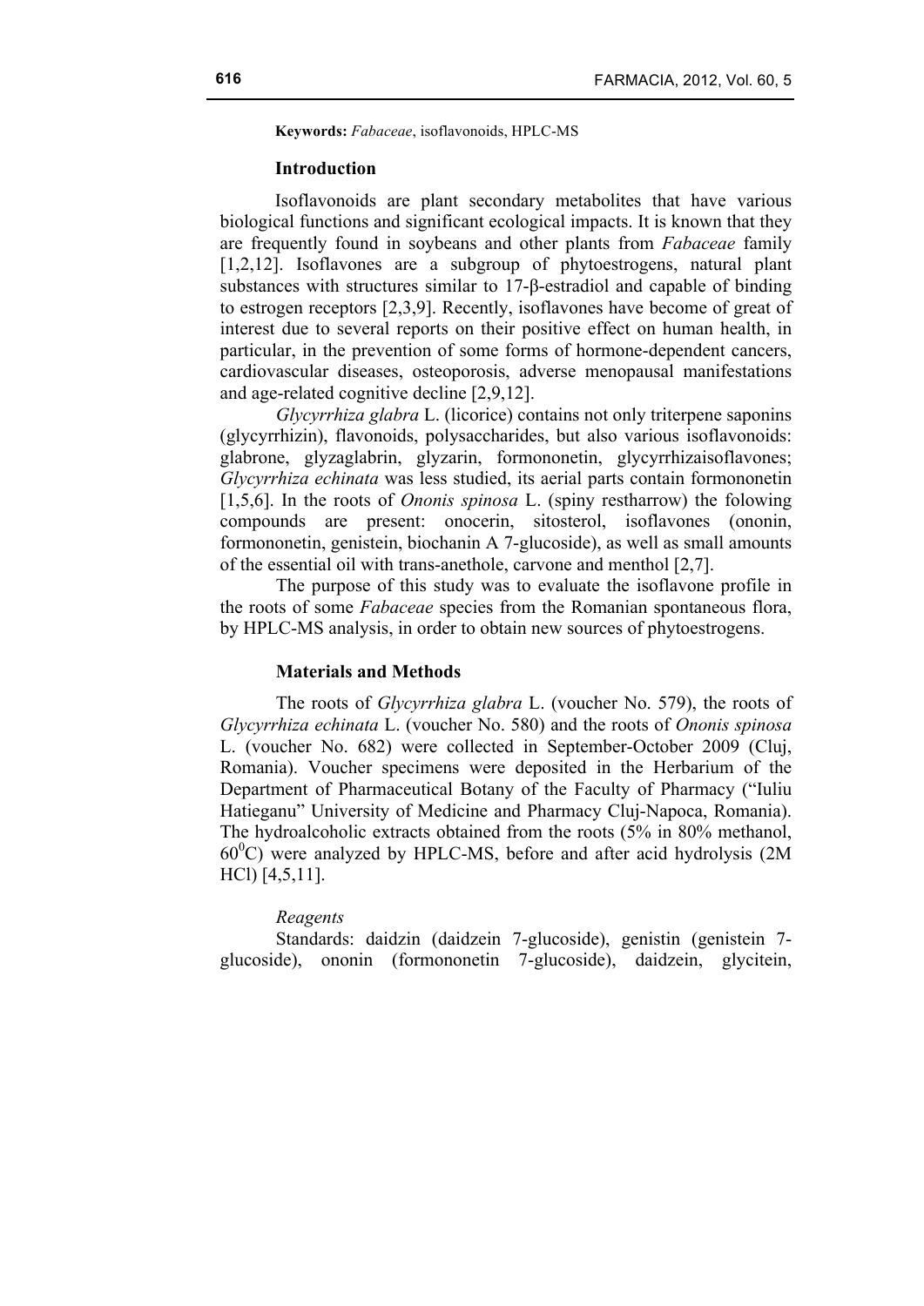**Keywords:** *Fabaceae*, isoflavonoids, HPLC-MS

## Introduction

Isoflavonoids are plant secondary metabolites that have various biological functions and significant ecological impacts. It is known that they are frequently found in soybeans and other plants from *Fabaceae* family [1,2,12]. Isoflavones are a subgroup of phytoestrogens, natural plant substances with structures similar to 17-β-estradiol and capable of binding to estrogen receptors [2,3,9]. Recently, isoflavones have become of great of interest due to several reports on their positive effect on human health, in particular, in the prevention of some forms of hormone-dependent cancers, cardiovascular diseases, osteoporosis, adverse menopausal manifestations and age-related cognitive decline [2,9,12].

*Glycyrrhiza glabra* L. (licorice) contains not only triterpene saponins (glycyrrhizin), flavonoids, polysaccharides, but also various isoflavonoids: glabrone, glyzaglabrin, glyzarin, formononetin, glycyrrhizaisoflavones; *Glycyrrhiza echinata* was less studied, its aerial parts contain formononetin [1,5,6]. In the roots of *Ononis spinosa* L. (spiny restharrow) the folowing compounds are present: onocerin, sitosterol, isoflavones (ononin, formononetin, genistein, biochanin A 7-glucoside), as well as small amounts of the essential oil with trans-anethole, carvone and menthol [2,7].

The purpose of this study was to evaluate the isoflavone profile in the roots of some *Fabaceae* species from the Romanian spontaneous flora, by HPLC-MS analysis, in order to obtain new sources of phytoestrogens.

## Materials and Methods

The roots of *Glycyrrhiza glabra* L. (voucher No. 579), the roots of *Glycyrrhiza echinata* L. (voucher No. 580) and the roots of *Ononis spinosa* L. (voucher No. 682) were collected in September-October 2009 (Cluj, Romania). Voucher specimens were deposited in the Herbarium of the Department of Pharmaceutical Botany of the Faculty of Pharmacy ("Iuliu Hatieganu" University of Medicine and Pharmacy Cluj-Napoca, Romania). The hydroalcoholic extracts obtained from the roots (5% in 80% methanol, $60^{0}$C) were analyzed by HPLC-MS, before and after acid hydrolysis (2M HCl) [4,5,11].

### *Reagents*

Standards: daidzin (daidzein 7-glucoside), genistin (genistein 7-glucoside), ononin (formononetin 7-glucoside), daidzein, glycitein,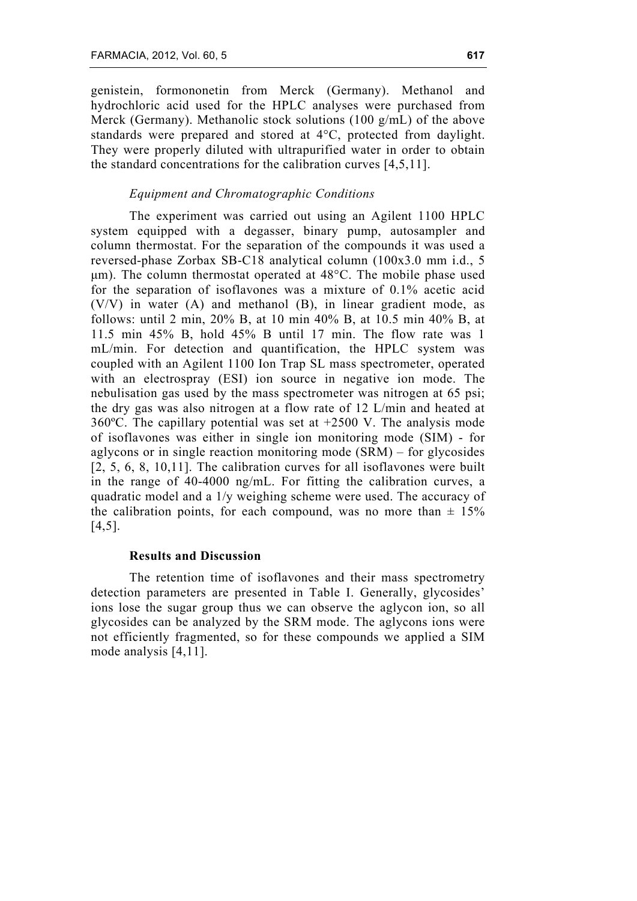genistein, formononetin from Merck (Germany). Methanol and hydrochloric acid used for the HPLC analyses were purchased from Merck (Germany). Methanolic stock solutions (100 g/mL) of the above standards were prepared and stored at 4°C, protected from daylight. They were properly diluted with ultrapurified water in order to obtain the standard concentrations for the calibration curves [4,5,11].

*Equipment and Chromatographic Conditions*

The experiment was carried out using an Agilent 1100 HPLC system equipped with a degasser, binary pump, autosampler and column thermostat. For the separation of the compounds it was used a reversed-phase Zorbax SB-C18 analytical column (100x3.0 mm i.d., 5 μm). The column thermostat operated at 48°C. The mobile phase used for the separation of isoflavones was a mixture of 0.1% acetic acid (V/V) in water (A) and methanol (B), in linear gradient mode, as follows: until 2 min, 20% B, at 10 min 40% B, at 10.5 min 40% B, at 11.5 min 45% B, hold 45% B until 17 min. The flow rate was 1 mL/min. For detection and quantification, the HPLC system was coupled with an Agilent 1100 Ion Trap SL mass spectrometer, operated with an electrospray (ESI) ion source in negative ion mode. The nebulisation gas used by the mass spectrometer was nitrogen at 65 psi; the dry gas was also nitrogen at a flow rate of 12 L/min and heated at 360ºC. The capillary potential was set at +2500 V. The analysis mode of isoflavones was either in single ion monitoring mode (SIM) - for aglycons or in single reaction monitoring mode (SRM) – for glycosides [2, 5, 6, 8, 10,11]. The calibration curves for all isoflavones were built in the range of 40-4000 ng/mL. For fitting the calibration curves, a quadratic model and a 1/y weighing scheme were used. The accuracy of the calibration points, for each compound, was no more than ± 15% [4,5].

**Results and Discussion**

The retention time of isoflavones and their mass spectrometry detection parameters are presented in Table I. Generally, glycosides' ions lose the sugar group thus we can observe the aglycon ion, so all glycosides can be analyzed by the SRM mode. The aglycons ions were not efficiently fragmented, so for these compounds we applied a SIM mode analysis [4,11].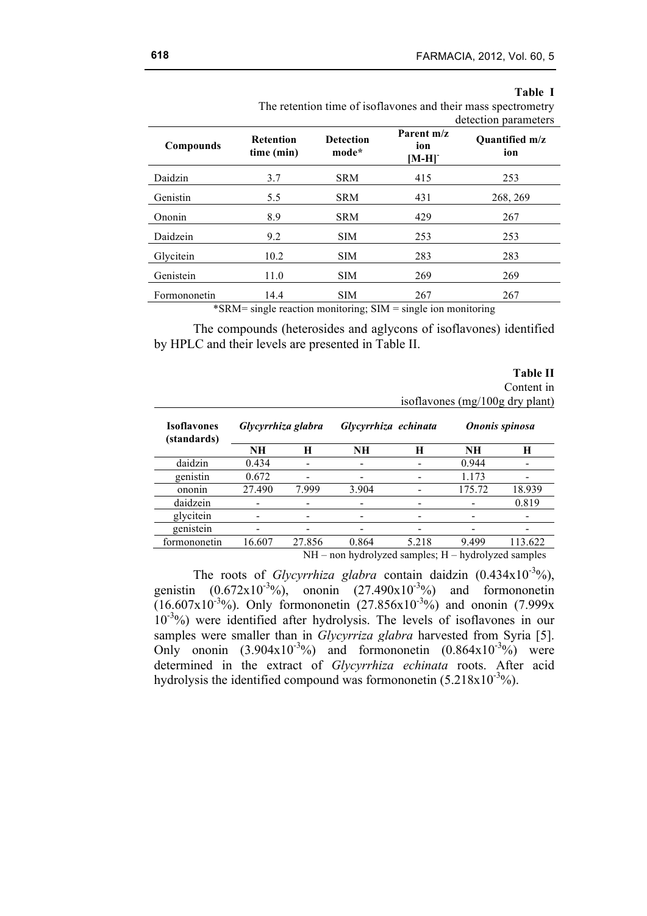**Table I**

The retention time of isoflavones and their mass spectrometry detection parameters

| Compounds | Retention time (min) | Detection mode* | Parent m/z ion $[M-H]^-$ | Quantified m/z ion |
|---|---|---|---|---|
| Daidzin | 3.7 | SRM | 415 | 253 |
| Genistin | 5.5 | SRM | 431 | 268, 269 |
| Ononin | 8.9 | SRM | 429 | 267 |
| Daidzein | 9.2 | SIM | 253 | 253 |
| Glycitein | 10.2 | SIM | 283 | 283 |
| Genistein | 11.0 | SIM | 269 | 269 |
| Formononetin | 14.4 | SIM | 267 | 267 |

*SRM= single reaction monitoring; SIM = single ion monitoring

The compounds (heterosides and aglycons of isoflavones) identified by HPLC and their levels are presented in Table II.

**Table II**

Content in isoflavones (mg/100g dry plant)

| Isoflavones (standards) | *Glycyrrhiza glabra* | | *Glycyrrhiza echinata* | | *Ononis spinosa* | |
|---|---|---|---|---|---|---|
| | **NH** | **H** | **NH** | **H** | **NH** | **H** |
| daidzin | 0.434 | - | - | - | 0.944 | - |
| genistin | 0.672 | - | - | - | 1.173 | - |
| ononin | 27.490 | 7.999 | 3.904 | - | 175.72 | 18.939 |
| daidzein | - | - | - | - | - | 0.819 |
| glycitein | - | - | - | - | - | - |
| genistein | - | - | - | - | - | - |
| formononetin | 16.607 | 27.856 | 0.864 | 5.218 | 9.499 | 113.622 |

NH – non hydrolyzed samples; H – hydrolyzed samples

The roots of *Glycyrrhiza glabra* contain daidzin ($0.434 \times 10^{-3}$%), genistin ($0.672 \times 10^{-3}$%), ononin ($27.490 \times 10^{-3}$%) and formononetin ($16.607 \times 10^{-3}$%). Only formononetin ($27.856 \times 10^{-3}$%) and ononin ($7.999 \times 10^{-3}$%) were identified after hydrolysis. The levels of isoflavones in our samples were smaller than in *Glycyrriza glabra* harvested from Syria [5]. Only ononin ($3.904 \times 10^{-3}$%) and formononetin ($0.864 \times 10^{-3}$%) were determined in the extract of *Glycyrrhiza echinata* roots. After acid hydrolysis the identified compound was formononetin ($5.218 \times 10^{-3}$%).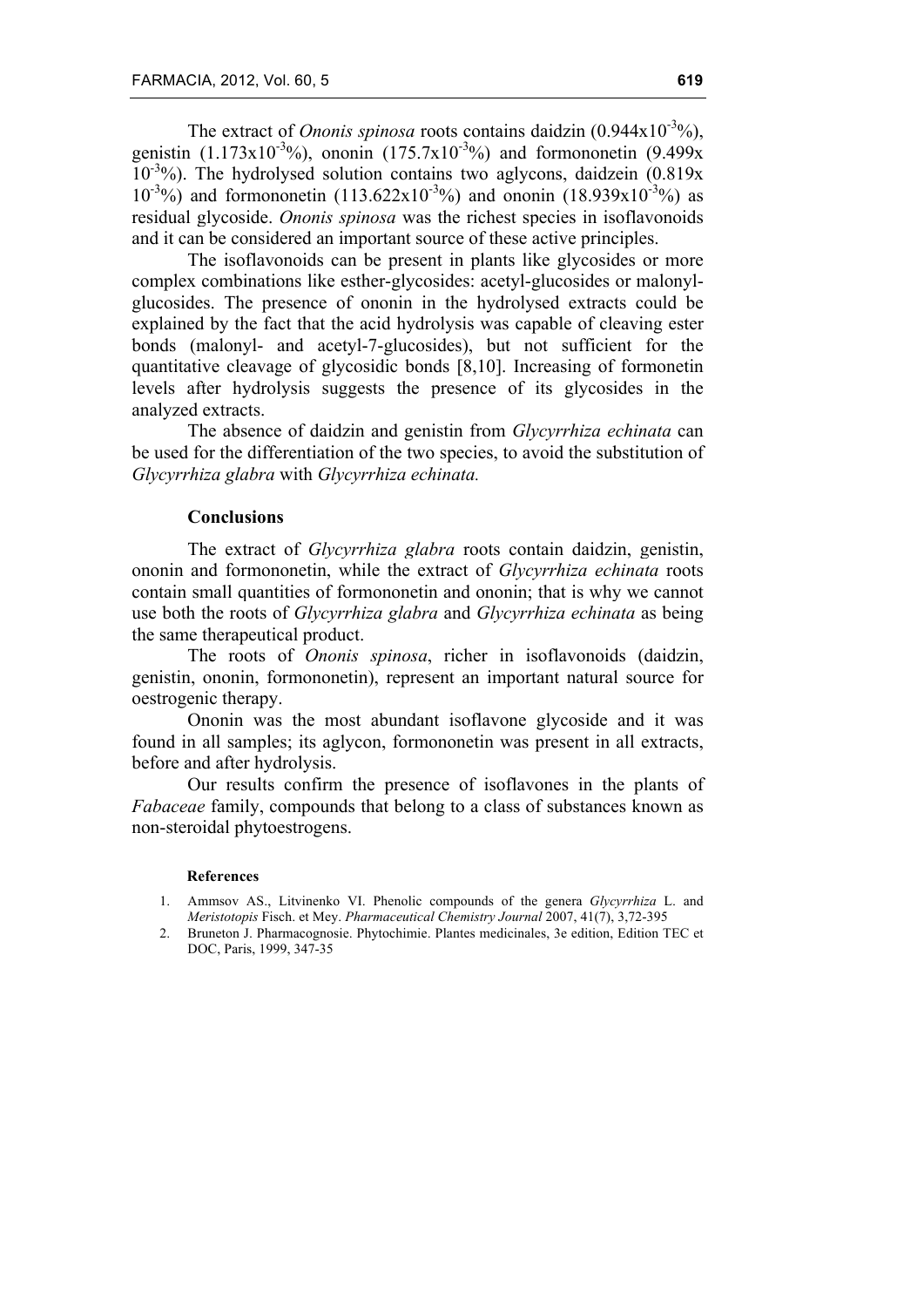The extract of *Ononis spinosa* roots contains daidzin ($0.944 \times 10^{-3}$%), genistin ($1.173 \times 10^{-3}$%), ononin ($175.7 \times 10^{-3}$%) and formononetin ($9.499 \times 10^{-3}$%). The hydrolysed solution contains two aglycons, daidzein ($0.819 \times 10^{-3}$%) and formononetin ($113.622 \times 10^{-3}$%) and ononin ($18.939 \times 10^{-3}$%) as residual glycoside. *Ononis spinosa* was the richest species in isoflavonoids and it can be considered an important source of these active principles.

The isoflavonoids can be present in plants like glycosides or more complex combinations like esther-glycosides: acetyl-glucosides or malonyl-glucosides. The presence of ononin in the hydrolysed extracts could be explained by the fact that the acid hydrolysis was capable of cleaving ester bonds (malonyl- and acetyl-7-glucosides), but not sufficient for the quantitative cleavage of glycosidic bonds [8,10]. Increasing of formonetin levels after hydrolysis suggests the presence of its glycosides in the analyzed extracts.

The absence of daidzin and genistin from *Glycyrrhiza echinata* can be used for the differentiation of the two species, to avoid the substitution of *Glycyrrhiza glabra* with *Glycyrrhiza echinata.*

## Conclusions

The extract of *Glycyrrhiza glabra* roots contain daidzin, genistin, ononin and formononetin, while the extract of *Glycyrrhiza echinata* roots contain small quantities of formononetin and ononin; that is why we cannot use both the roots of *Glycyrrhiza glabra* and *Glycyrrhiza echinata* as being the same therapeutical product.

The roots of *Ononis spinosa*, richer in isoflavonoids (daidzin, genistin, ononin, formononetin), represent an important natural source for oestrogenic therapy.

Ononin was the most abundant isoflavone glycoside and it was found in all samples; its aglycon, formononetin was present in all extracts, before and after hydrolysis.

Our results confirm the presence of isoflavones in the plants of *Fabaceae* family, compounds that belong to a class of substances known as non-steroidal phytoestrogens.

### References

1. Ammsov AS., Litvinenko VI. Phenolic compounds of the genera *Glycyrrhiza* L. and *Meristotopis* Fisch. et Mey. *Pharmaceutical Chemistry Journal* 2007, 41(7), 3,72-395
2. Bruneton J. Pharmacognosie. Phytochimie. Plantes medicinales, 3e edition, Edition TEC et DOC, Paris, 1999, 347-35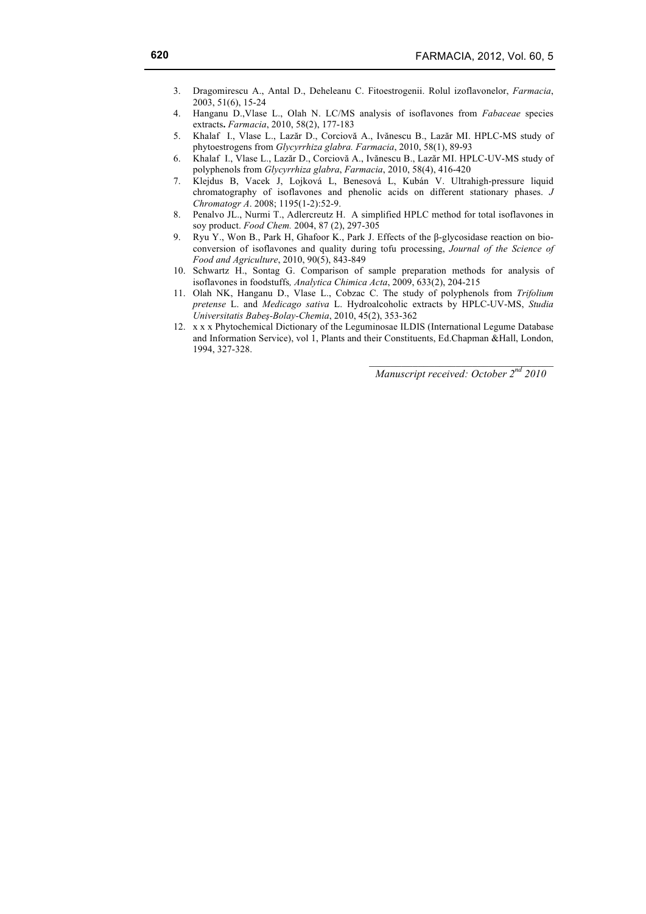3. Dragomirescu A., Antal D., Deheleanu C. Fitoestrogenii. Rolul izoflavonelor, *Farmacia*, 2003, 51(6), 15-24
4. Hanganu D.,Vlase L., Olah N. LC/MS analysis of isoflavones from *Fabaceae* species extracts**.** *Farmacia*, 2010, 58(2), 177-183
5. Khalaf I., Vlase L., Lazăr D., Corciovă A., Ivănescu B., Lazăr MI. HPLC-MS study of phytoestrogens from *Glycyrrhiza glabra. Farmacia*, 2010, 58(1), 89-93
6. Khalaf I., Vlase L., Lazăr D., Corciovă A., Ivănescu B., Lazăr MI. HPLC-UV-MS study of polyphenols from *Glycyrrhiza glabra*, *Farmacia*, 2010, 58(4), 416-420
7. Klejdus B, Vacek J, Lojková L, Benesová L, Kubán V. Ultrahigh-pressure liquid chromatography of isoflavones and phenolic acids on different stationary phases. *J Chromatogr A*. 2008; 1195(1-2):52-9.
8. Penalvo JL., Nurmi T., Adlercreutz H. A simplified HPLC method for total isoflavones in soy product. *Food Chem.* 2004, 87 (2), 297-305
9. Ryu Y., Won B., Park H, Ghafoor K., Park J. Effects of the β-glycosidase reaction on bio-conversion of isoflavones and quality during tofu processing, *Journal of the Science of Food and Agriculture*, 2010, 90(5), 843-849
10. Schwartz H., Sontag G. Comparison of sample preparation methods for analysis of isoflavones in foodstuffs*, Analytica Chimica Acta*, 2009, 633(2), 204-215
11. Olah NK, Hanganu D., Vlase L., Cobzac C. The study of polyphenols from *Trifolium pretense* L. and *Medicago sativa* L. Hydroalcoholic extracts by HPLC-UV-MS, *Studia Universitatis Babeş-Bolay-Chemia*, 2010, 45(2), 353-362
12. x x x Phytochemical Dictionary of the Leguminosae ILDIS (International Legume Database and Information Service), vol 1, Plants and their Constituents, Ed.Chapman &Hall, London, 1994, 327-328.

*Manuscript received: October 2nd 2010*